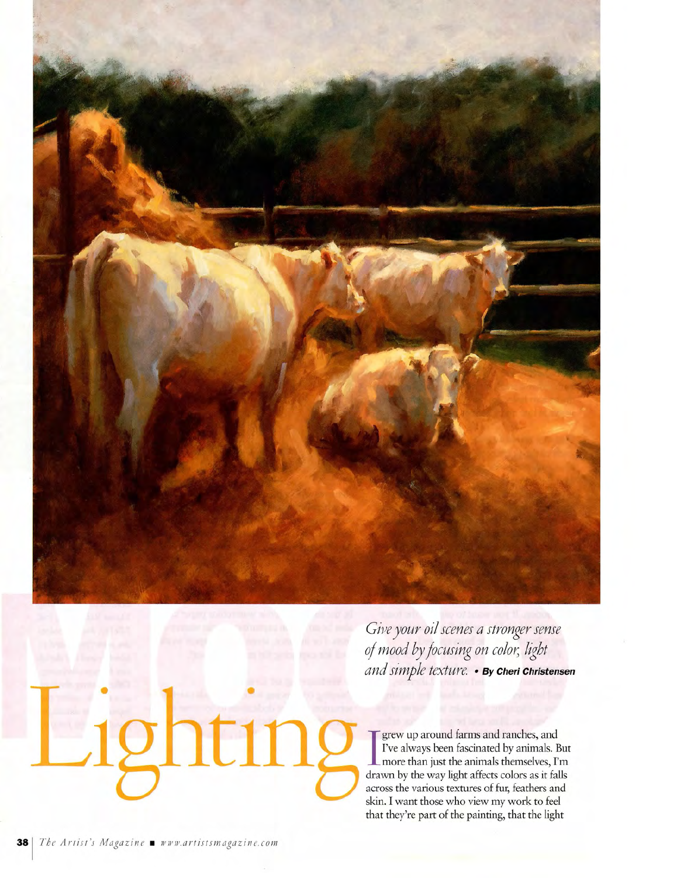# MOOD Lighting

*Give your oil scenes a stronger sense of mood by focusing on color, light and simple texture.* • **By Cheri Christensen**

I grew up around farms and ranches, and I've always been fascinated by animals. But more than just the animals themselves, I'm drawn by the way light affects colors as it falls across the various textures of fur, feathers and skin. I want those who view my work to feel that they're part of the painting, that the light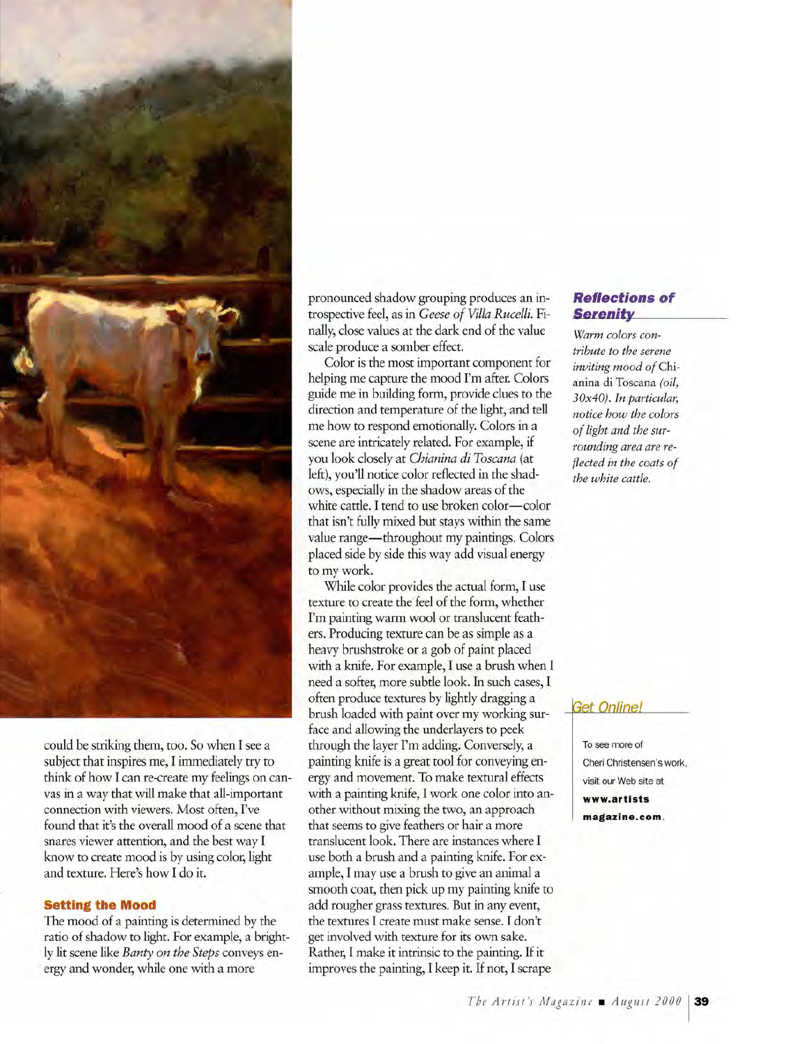could be striking them, too. So when I see a subject that inspires me, I immediately try to think of how I can re-create my feelings on canvas in a way that will make that all-important connection with viewers. Most often, I've found that it's the overall mood of a scene that snares viewer attention, and the best way I know to create mood is by using color, light and texture. Here's how I do it.

### Setting the Mood

The mood of a painting is determined by the ratio of shadow to light. For example, a brightly lit scene like *Banty on the Steps* conveys energy and wonder, while one with a more pronounced shadow grouping produces an introspective feel, as in *Geese of Villa Rucelli*. Finally, close values at the dark end of the value scale produce a somber effect.

Color is the most important component for helping me capture the mood I'm after. Colors guide me in building form, provide clues to the direction and temperature of the light, and tell me how to respond emotionally. Colors in a scene are intricately related. For example, if you look closely at *Chianina di Toscana* (at left), you'll notice color reflected in the shadows, especially in the shadow areas of the white cattle. I tend to use broken color—color that isn't fully mixed but stays within the same value range—throughout my paintings. Colors placed side by side this way add visual energy to my work.

While color provides the actual form, I use texture to create the feel of the form, whether I'm painting warm wool or translucent feathers. Producing texture can be as simple as a heavy brushstroke or a gob of paint placed with a knife. For example, I use a brush when I need a softer, more subtle look. In such cases, I often produce textures by lightly dragging a brush loaded with paint over my working surface and allowing the underlayers to peek through the layer I'm adding. Conversely, a painting knife is a great tool for conveying energy and movement. To make textural effects with a painting knife, I work one color into another without mixing the two, an approach that seems to give feathers or hair a more translucent look. There are instances where I use both a brush and a painting knife. For example, I may use a brush to give an animal a smooth coat, then pick up my painting knife to add rougher grass textures. But in any event, the textures I create must make sense. I don't get involved with texture for its own sake. Rather, I make it intrinsic to the painting. If it improves the painting, I keep it. If not, I scrape

**Reflections of Serenity**

*Warm colors contribute to the serene inviting mood of* Chianina di Toscana *(oil, 30x40). In particular, notice how the colors of light and the surrounding area are reflected in the coats of the white cattle.*

*Get Online!*

To see more of Cheri Christensen's work, visit our Web site at **www.artistsmagazine.com**.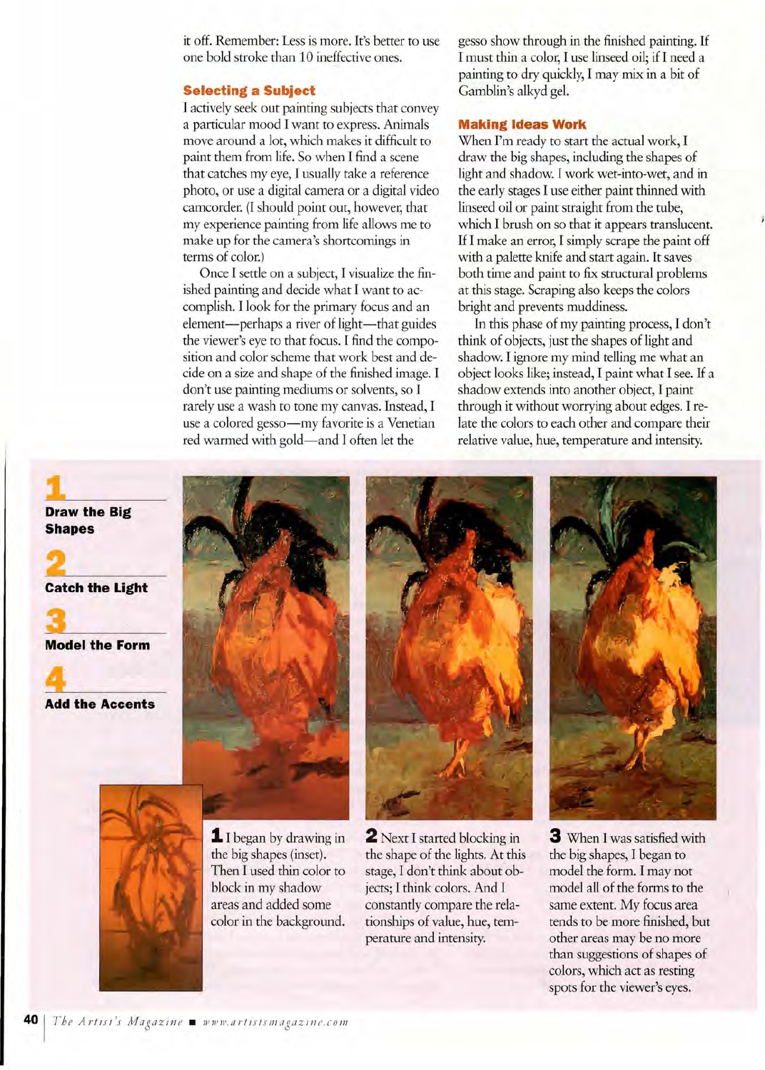it off. Remember: Less is more. It's better to use one bold stroke than 10 ineffective ones.

### Selecting a Subject

I actively seek out painting subjects that convey a particular mood I want to express. Animals move around a lot, which makes it difficult to paint them from life. So when I find a scene that catches my eye, I usually take a reference photo, or use a digital camera or a digital video camcorder. (I should point out, however, that my experience painting from life allows me to make up for the camera's shortcomings in terms of color.)

Once I settle on a subject, I visualize the finished painting and decide what I want to accomplish. I look for the primary focus and an element—perhaps a river of light—that guides the viewer's eye to that focus. I find the composition and color scheme that work best and decide on a size and shape of the finished image. I don't use painting mediums or solvents, so I rarely use a wash to tone my canvas. Instead, I use a colored gesso—my favorite is a Venetian red warmed with gold—and I often let the gesso show through in the finished painting. If I must thin a color, I use linseed oil; if I need a painting to dry quickly, I may mix in a bit of Gamblin's alkyd gel.

### Making Ideas Work

When I'm ready to start the actual work, I draw the big shapes, including the shapes of light and shadow. I work wet-into-wet, and in the early stages I use either paint thinned with linseed oil or paint straight from the tube, which I brush on so that it appears translucent. If I make an error, I simply scrape the paint off with a palette knife and start again. It saves both time and paint to fix structural problems at this stage. Scraping also keeps the colors bright and prevents muddiness.

In this phase of my painting process, I don't think of objects, just the shapes of light and shadow. I ignore my mind telling me what an object looks like; instead, I paint what I see. If a shadow extends into another object, I paint through it without worrying about edges. I relate the colors to each other and compare their relative value, hue, temperature and intensity.

**1** Draw the Big Shapes

**2** Catch the Light

**3** Model the Form

**4** Add the Accents

**1** I began by drawing in the big shapes (inset). Then I used thin color to block in my shadow areas and added some color in the background.

**2** Next I started blocking in the shape of the lights. At this stage, I don't think about objects; I think colors. And I constantly compare the relationships of value, hue, temperature and intensity.

**3** When I was satisfied with the big shapes, I began to model the form. I may not model all of the forms to the same extent. My focus area tends to be more finished, but other areas may be no more than suggestions of shapes of colors, which act as resting spots for the viewer's eyes.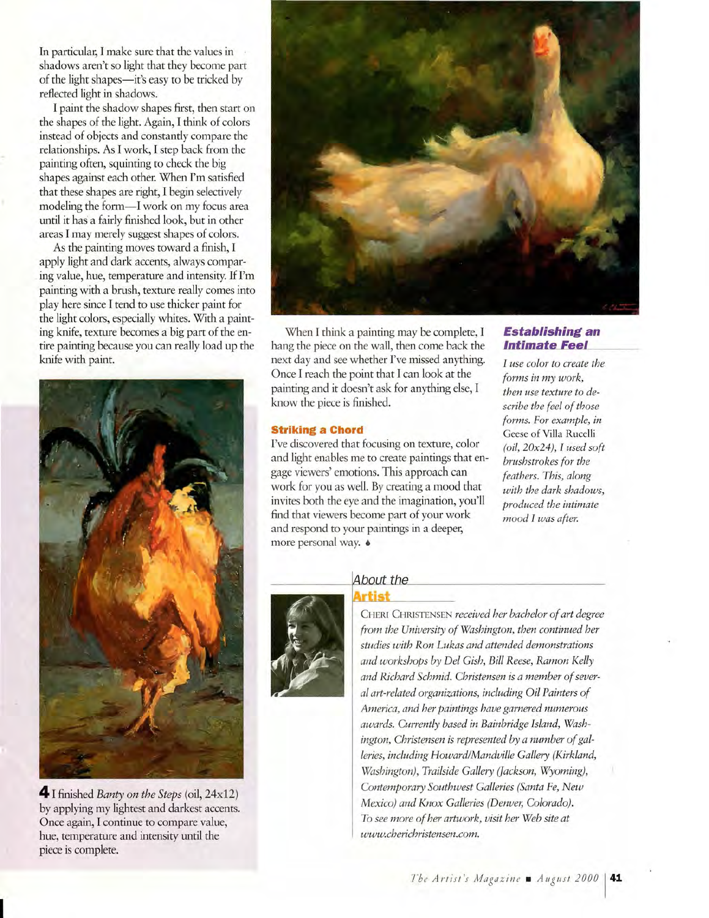In particular, I make sure that the values in shadows aren't so light that they become part of the light shapes—it's easy to be tricked by reflected light in shadows.

I paint the shadow shapes first, then start on the shapes of the light. Again, I think of colors instead of objects and constantly compare the relationships. As I work, I step back from the painting often, squinting to check the big shapes against each other. When I'm satisfied that these shapes are right, I begin selectively modeling the form—I work on my focus area until it has a fairly finished look, but in other areas I may merely suggest shapes of colors.

As the painting moves toward a finish, I apply light and dark accents, always comparing value, hue, temperature and intensity. If I'm painting with a brush, texture really comes into play here since I tend to use thicker paint for the light colors, especially whites. With a painting knife, texture becomes a big part of the entire painting because you can really load up the knife with paint.

**4** I finished *Banty on the Steps* (oil, 24x12) by applying my lightest and darkest accents. Once again, I continue to compare value, hue, temperature and intensity until the piece is complete.

When I think a painting may be complete, I hang the piece on the wall, then come back the next day and see whether I've missed anything. Once I reach the point that I can look at the painting and it doesn't ask for anything else, I know the piece is finished.

### Striking a Chord

I've discovered that focusing on texture, color and light enables me to create paintings that engage viewers' emotions. This approach can work for you as well. By creating a mood that invites both the eye and the imagination, you'll find that viewers become part of your work and respond to your paintings in a deeper, more personal way.

### Establishing an Intimate Feel

*I use color to create the forms in my work, then use texture to describe the feel of those forms. For example, in* Geese of Villa Rucelli *(oil, 20x24), I used soft brushstrokes for the feathers. This, along with the dark shadows, produced the intimate mood I was after.*

### About the Artist

CHERI CHRISTENSEN *received her bachelor of art degree from the University of Washington, then continued her studies with Ron Lukas and attended demonstrations and workshops by Del Gish, Bill Reese, Ramon Kelly and Richard Schmid. Christensen is a member of several art-related organizations, including Oil Painters of America, and her paintings have garnered numerous awards. Currently based in Bainbridge Island, Washington, Christensen is represented by a number of galleries, including Howard/Mandville Gallery (Kirkland, Washington), Trailside Gallery (Jackson, Wyoming), Contemporary Southwest Galleries (Santa Fe, New Mexico) and Knox Galleries (Denver, Colorado). To see more of her artwork, visit her Web site at www.cherichristensen.com.*